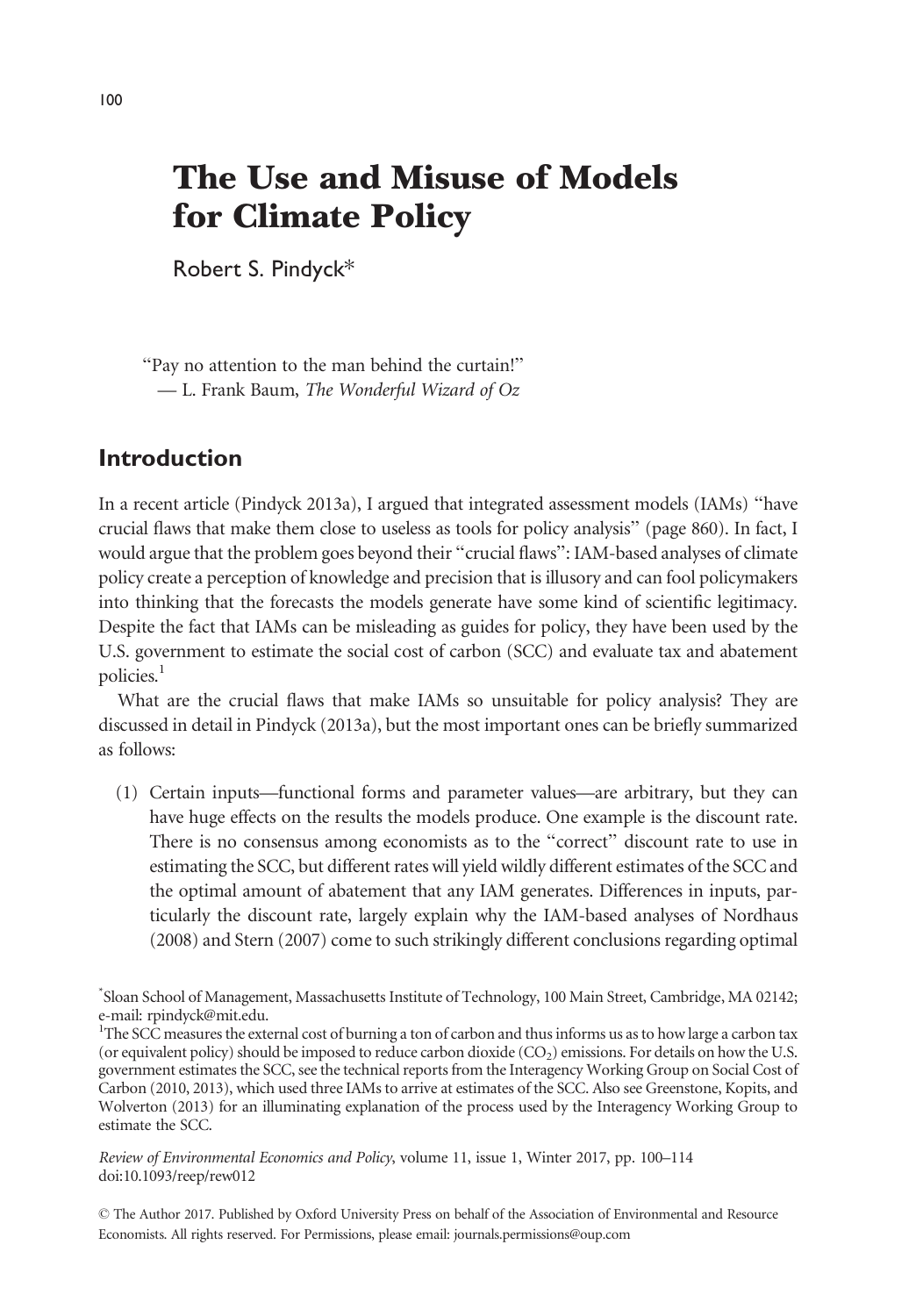# The Use and Misuse of Models for Climate Policy

Robert S. Pindyck*

"Pay no attention to the man behind the curtain!"
— L. Frank Baum, *The Wonderful Wizard of Oz*

## Introduction

In a recent article (Pindyck 2013a), I argued that integrated assessment models (IAMs) "have crucial flaws that make them close to useless as tools for policy analysis" (page 860). In fact, I would argue that the problem goes beyond their "crucial flaws": IAM-based analyses of climate policy create a perception of knowledge and precision that is illusory and can fool policymakers into thinking that the forecasts the models generate have some kind of scientific legitimacy. Despite the fact that IAMs can be misleading as guides for policy, they have been used by the U.S. government to estimate the social cost of carbon (SCC) and evaluate tax and abatement policies.[1]

What are the crucial flaws that make IAMs so unsuitable for policy analysis? They are discussed in detail in Pindyck (2013a), but the most important ones can be briefly summarized as follows:

(1) Certain inputs—functional forms and parameter values—are arbitrary, but they can have huge effects on the results the models produce. One example is the discount rate. There is no consensus among economists as to the "correct" discount rate to use in estimating the SCC, but different rates will yield wildly different estimates of the SCC and the optimal amount of abatement that any IAM generates. Differences in inputs, particularly the discount rate, largely explain why the IAM-based analyses of Nordhaus (2008) and Stern (2007) come to such strikingly different conclusions regarding optimal

*Sloan School of Management, Massachusetts Institute of Technology, 100 Main Street, Cambridge, MA 02142; e-mail: rpindyck@mit.edu.

[1]The SCC measures the external cost of burning a ton of carbon and thus informs us as to how large a carbon tax (or equivalent policy) should be imposed to reduce carbon dioxide ($CO_2$) emissions. For details on how the U.S. government estimates the SCC, see the technical reports from the Interagency Working Group on Social Cost of Carbon (2010, 2013), which used three IAMs to arrive at estimates of the SCC. Also see Greenstone, Kopits, and Wolverton (2013) for an illuminating explanation of the process used by the Interagency Working Group to estimate the SCC.

*Review of Environmental Economics and Policy*, volume 11, issue 1, Winter 2017, pp. 100–114
doi:10.1093/reep/rew012

© The Author 2017. Published by Oxford University Press on behalf of the Association of Environmental and Resource Economists. All rights reserved. For Permissions, please email: journals.permissions@oup.com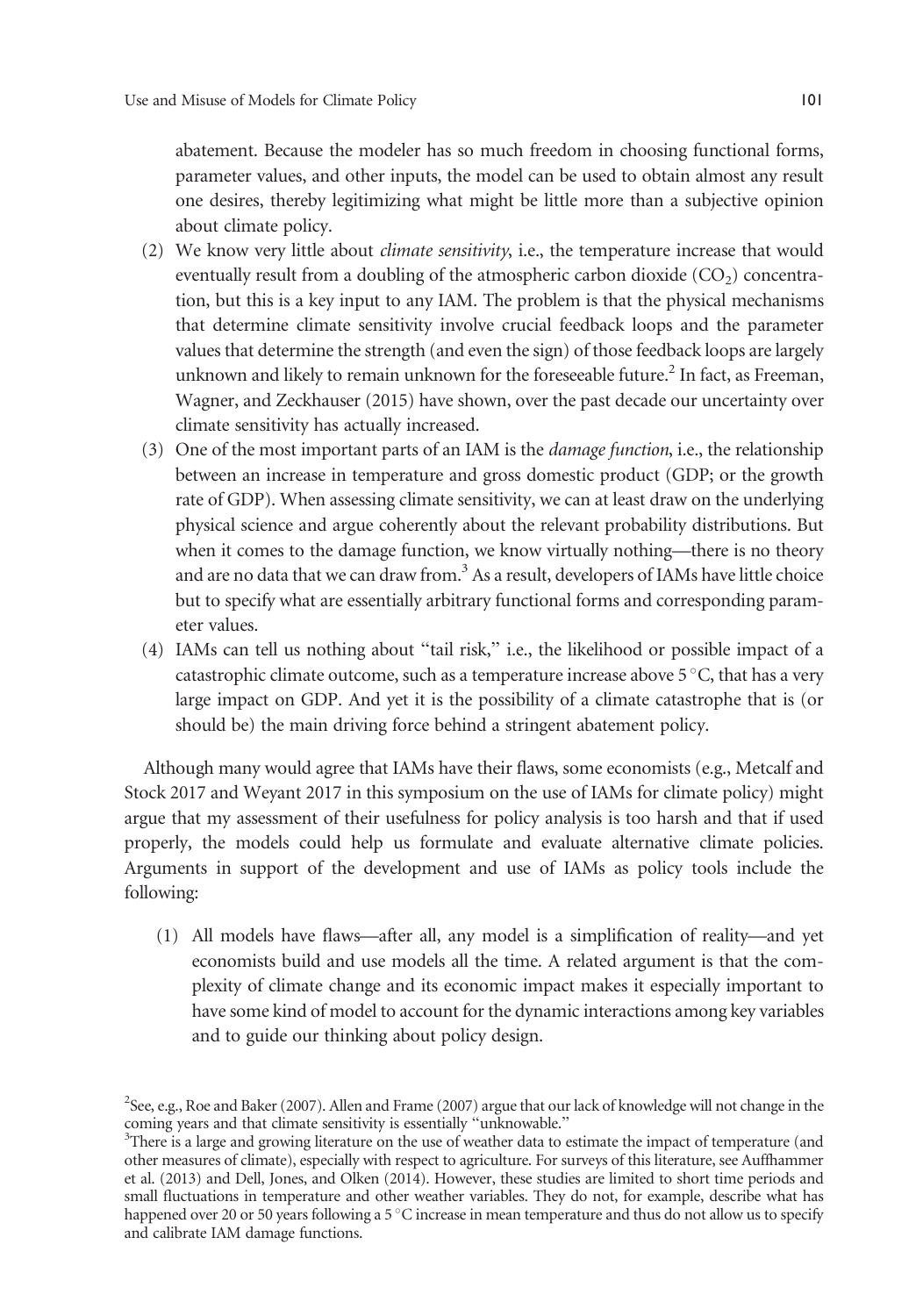abatement. Because the modeler has so much freedom in choosing functional forms, parameter values, and other inputs, the model can be used to obtain almost any result one desires, thereby legitimizing what might be little more than a subjective opinion about climate policy.

(2) We know very little about *climate sensitivity*, i.e., the temperature increase that would eventually result from a doubling of the atmospheric carbon dioxide ($CO_2$) concentration, but this is a key input to any IAM. The problem is that the physical mechanisms that determine climate sensitivity involve crucial feedback loops and the parameter values that determine the strength (and even the sign) of those feedback loops are largely unknown and likely to remain unknown for the foreseeable future.[2] In fact, as Freeman, Wagner, and Zeckhauser (2015) have shown, over the past decade our uncertainty over climate sensitivity has actually increased.

(3) One of the most important parts of an IAM is the *damage function*, i.e., the relationship between an increase in temperature and gross domestic product (GDP; or the growth rate of GDP). When assessing climate sensitivity, we can at least draw on the underlying physical science and argue coherently about the relevant probability distributions. But when it comes to the damage function, we know virtually nothing—there is no theory and are no data that we can draw from.[3] As a result, developers of IAMs have little choice but to specify what are essentially arbitrary functional forms and corresponding parameter values.

(4) IAMs can tell us nothing about "tail risk," i.e., the likelihood or possible impact of a catastrophic climate outcome, such as a temperature increase above 5 °C, that has a very large impact on GDP. And yet it is the possibility of a climate catastrophe that is (or should be) the main driving force behind a stringent abatement policy.

Although many would agree that IAMs have their flaws, some economists (e.g., Metcalf and Stock 2017 and Weyant 2017 in this symposium on the use of IAMs for climate policy) might argue that my assessment of their usefulness for policy analysis is too harsh and that if used properly, the models could help us formulate and evaluate alternative climate policies. Arguments in support of the development and use of IAMs as policy tools include the following:

(1) All models have flaws—after all, any model is a simplification of reality—and yet economists build and use models all the time. A related argument is that the complexity of climate change and its economic impact makes it especially important to have some kind of model to account for the dynamic interactions among key variables and to guide our thinking about policy design.

[2] See, e.g., Roe and Baker (2007). Allen and Frame (2007) argue that our lack of knowledge will not change in the coming years and that climate sensitivity is essentially "unknowable."

[3] There is a large and growing literature on the use of weather data to estimate the impact of temperature (and other measures of climate), especially with respect to agriculture. For surveys of this literature, see Auffhammer et al. (2013) and Dell, Jones, and Olken (2014). However, these studies are limited to short time periods and small fluctuations in temperature and other weather variables. They do not, for example, describe what has happened over 20 or 50 years following a 5 °C increase in mean temperature and thus do not allow us to specify and calibrate IAM damage functions.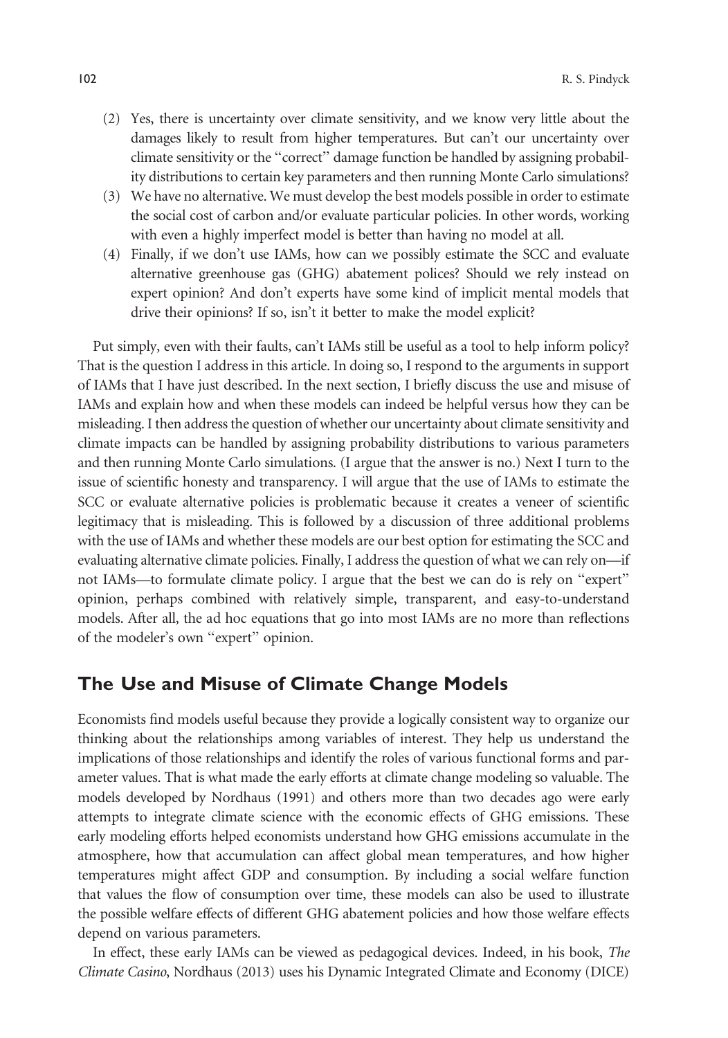(2) Yes, there is uncertainty over climate sensitivity, and we know very little about the damages likely to result from higher temperatures. But can't our uncertainty over climate sensitivity or the "correct" damage function be handled by assigning probability distributions to certain key parameters and then running Monte Carlo simulations?

(3) We have no alternative. We must develop the best models possible in order to estimate the social cost of carbon and/or evaluate particular policies. In other words, working with even a highly imperfect model is better than having no model at all.

(4) Finally, if we don't use IAMs, how can we possibly estimate the SCC and evaluate alternative greenhouse gas (GHG) abatement polices? Should we rely instead on expert opinion? And don't experts have some kind of implicit mental models that drive their opinions? If so, isn't it better to make the model explicit?

Put simply, even with their faults, can't IAMs still be useful as a tool to help inform policy? That is the question I address in this article. In doing so, I respond to the arguments in support of IAMs that I have just described. In the next section, I briefly discuss the use and misuse of IAMs and explain how and when these models can indeed be helpful versus how they can be misleading. I then address the question of whether our uncertainty about climate sensitivity and climate impacts can be handled by assigning probability distributions to various parameters and then running Monte Carlo simulations. (I argue that the answer is no.) Next I turn to the issue of scientific honesty and transparency. I will argue that the use of IAMs to estimate the SCC or evaluate alternative policies is problematic because it creates a veneer of scientific legitimacy that is misleading. This is followed by a discussion of three additional problems with the use of IAMs and whether these models are our best option for estimating the SCC and evaluating alternative climate policies. Finally, I address the question of what we can rely on—if not IAMs—to formulate climate policy. I argue that the best we can do is rely on "expert" opinion, perhaps combined with relatively simple, transparent, and easy-to-understand models. After all, the ad hoc equations that go into most IAMs are no more than reflections of the modeler's own "expert" opinion.

## The Use and Misuse of Climate Change Models

Economists find models useful because they provide a logically consistent way to organize our thinking about the relationships among variables of interest. They help us understand the implications of those relationships and identify the roles of various functional forms and parameter values. That is what made the early efforts at climate change modeling so valuable. The models developed by Nordhaus (1991) and others more than two decades ago were early attempts to integrate climate science with the economic effects of GHG emissions. These early modeling efforts helped economists understand how GHG emissions accumulate in the atmosphere, how that accumulation can affect global mean temperatures, and how higher temperatures might affect GDP and consumption. By including a social welfare function that values the flow of consumption over time, these models can also be used to illustrate the possible welfare effects of different GHG abatement policies and how those welfare effects depend on various parameters.

In effect, these early IAMs can be viewed as pedagogical devices. Indeed, in his book, *The Climate Casino*, Nordhaus (2013) uses his Dynamic Integrated Climate and Economy (DICE)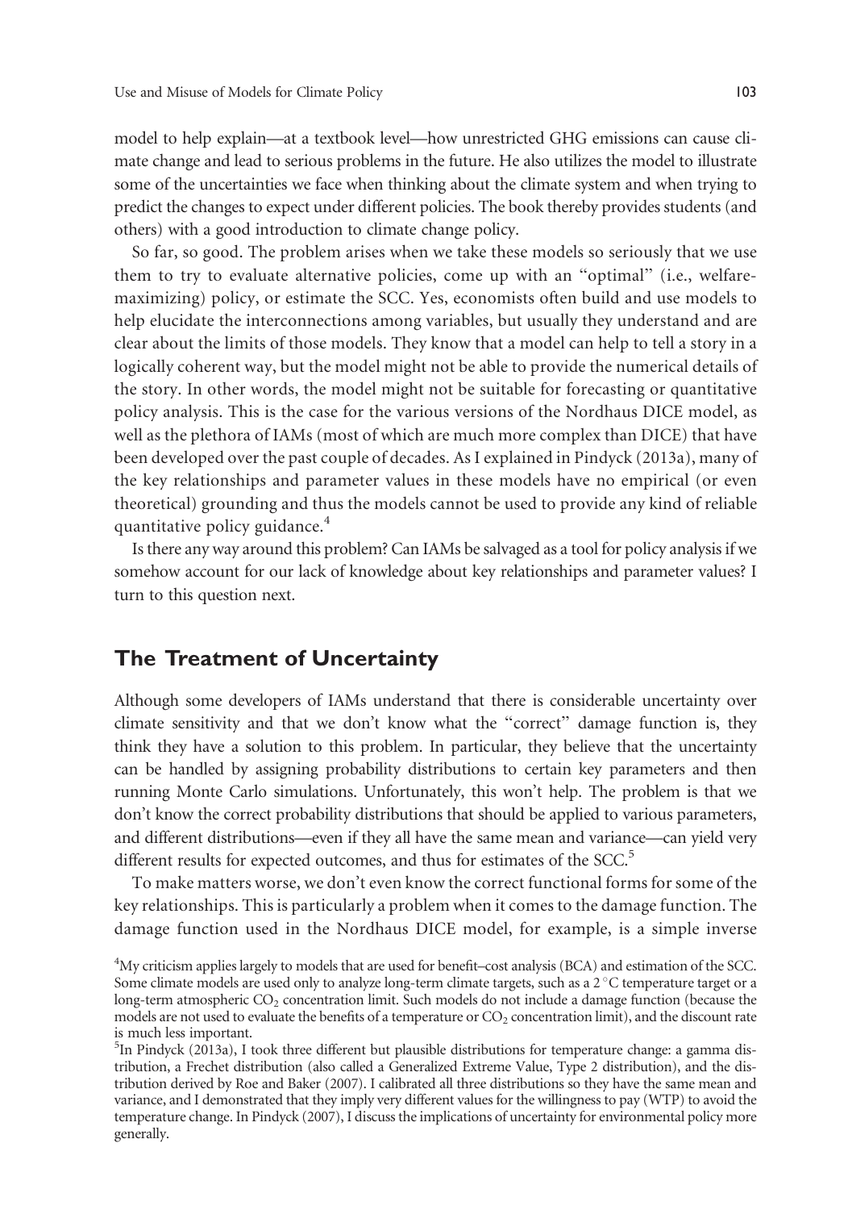model to help explain—at a textbook level—how unrestricted GHG emissions can cause climate change and lead to serious problems in the future. He also utilizes the model to illustrate some of the uncertainties we face when thinking about the climate system and when trying to predict the changes to expect under different policies. The book thereby provides students (and others) with a good introduction to climate change policy.

So far, so good. The problem arises when we take these models so seriously that we use them to try to evaluate alternative policies, come up with an "optimal" (i.e., welfare-maximizing) policy, or estimate the SCC. Yes, economists often build and use models to help elucidate the interconnections among variables, but usually they understand and are clear about the limits of those models. They know that a model can help to tell a story in a logically coherent way, but the model might not be able to provide the numerical details of the story. In other words, the model might not be suitable for forecasting or quantitative policy analysis. This is the case for the various versions of the Nordhaus DICE model, as well as the plethora of IAMs (most of which are much more complex than DICE) that have been developed over the past couple of decades. As I explained in Pindyck (2013a), many of the key relationships and parameter values in these models have no empirical (or even theoretical) grounding and thus the models cannot be used to provide any kind of reliable quantitative policy guidance.[4]

Is there any way around this problem? Can IAMs be salvaged as a tool for policy analysis if we somehow account for our lack of knowledge about key relationships and parameter values? I turn to this question next.

## The Treatment of Uncertainty

Although some developers of IAMs understand that there is considerable uncertainty over climate sensitivity and that we don't know what the "correct" damage function is, they think they have a solution to this problem. In particular, they believe that the uncertainty can be handled by assigning probability distributions to certain key parameters and then running Monte Carlo simulations. Unfortunately, this won't help. The problem is that we don't know the correct probability distributions that should be applied to various parameters, and different distributions—even if they all have the same mean and variance—can yield very different results for expected outcomes, and thus for estimates of the SCC.[5]

To make matters worse, we don't even know the correct functional forms for some of the key relationships. This is particularly a problem when it comes to the damage function. The damage function used in the Nordhaus DICE model, for example, is a simple inverse

[4] My criticism applies largely to models that are used for benefit–cost analysis (BCA) and estimation of the SCC. Some climate models are used only to analyze long-term climate targets, such as a 2 °C temperature target or a long-term atmospheric $CO_2$ concentration limit. Such models do not include a damage function (because the models are not used to evaluate the benefits of a temperature or $CO_2$ concentration limit), and the discount rate is much less important.

[5] In Pindyck (2013a), I took three different but plausible distributions for temperature change: a gamma distribution, a Frechet distribution (also called a Generalized Extreme Value, Type 2 distribution), and the distribution derived by Roe and Baker (2007). I calibrated all three distributions so they have the same mean and variance, and I demonstrated that they imply very different values for the willingness to pay (WTP) to avoid the temperature change. In Pindyck (2007), I discuss the implications of uncertainty for environmental policy more generally.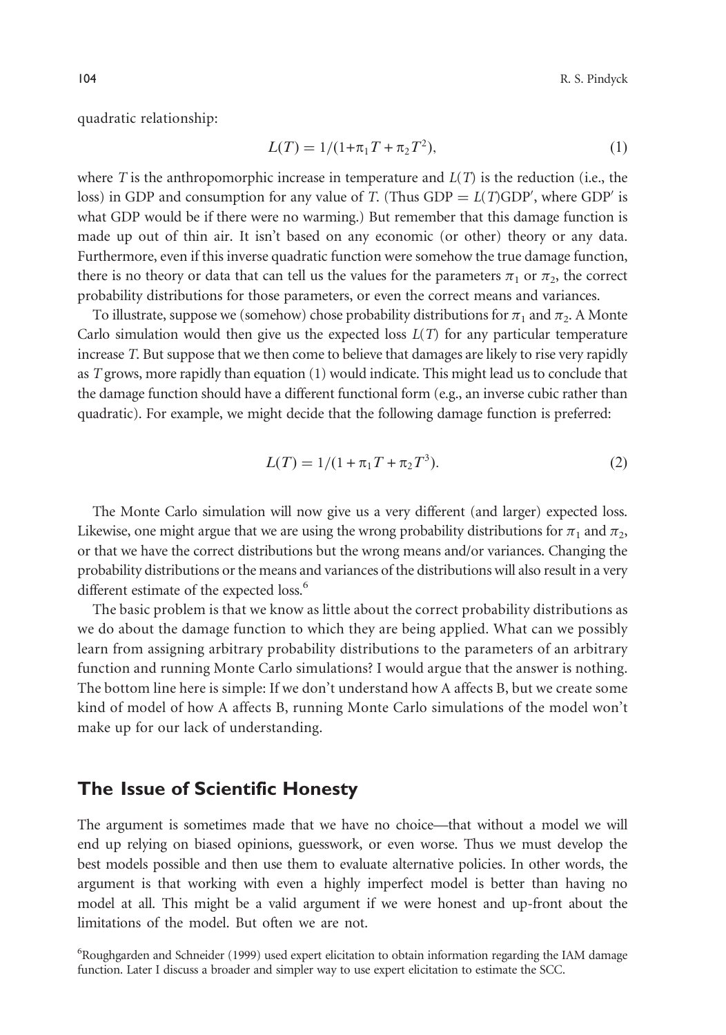quadratic relationship:

$$L(T) = 1/(1+\pi_1 T + \pi_2 T^2), \tag{1}$$

where $T$ is the anthropomorphic increase in temperature and $L(T)$ is the reduction (i.e., the loss) in GDP and consumption for any value of $T$. (Thus $\text{GDP} = L(T)\text{GDP}'$, where $\text{GDP}'$ is what GDP would be if there were no warming.) But remember that this damage function is made up out of thin air. It isn't based on any economic (or other) theory or any data. Furthermore, even if this inverse quadratic function were somehow the true damage function, there is no theory or data that can tell us the values for the parameters $\pi_1$ or $\pi_2$, the correct probability distributions for those parameters, or even the correct means and variances.

To illustrate, suppose we (somehow) chose probability distributions for $\pi_1$ and $\pi_2$. A Monte Carlo simulation would then give us the expected loss $L(T)$ for any particular temperature increase $T$. But suppose that we then come to believe that damages are likely to rise very rapidly as $T$ grows, more rapidly than equation (1) would indicate. This might lead us to conclude that the damage function should have a different functional form (e.g., an inverse cubic rather than quadratic). For example, we might decide that the following damage function is preferred:

$$L(T) = 1/(1 + \pi_1 T + \pi_2 T^3). \tag{2}$$

The Monte Carlo simulation will now give us a very different (and larger) expected loss. Likewise, one might argue that we are using the wrong probability distributions for $\pi_1$ and $\pi_2$, or that we have the correct distributions but the wrong means and/or variances. Changing the probability distributions or the means and variances of the distributions will also result in a very different estimate of the expected loss.[6]

The basic problem is that we know as little about the correct probability distributions as we do about the damage function to which they are being applied. What can we possibly learn from assigning arbitrary probability distributions to the parameters of an arbitrary function and running Monte Carlo simulations? I would argue that the answer is nothing. The bottom line here is simple: If we don't understand how A affects B, but we create some kind of model of how A affects B, running Monte Carlo simulations of the model won't make up for our lack of understanding.

## The Issue of Scientific Honesty

The argument is sometimes made that we have no choice—that without a model we will end up relying on biased opinions, guesswork, or even worse. Thus we must develop the best models possible and then use them to evaluate alternative policies. In other words, the argument is that working with even a highly imperfect model is better than having no model at all. This might be a valid argument if we were honest and up-front about the limitations of the model. But often we are not.

[6] Roughgarden and Schneider (1999) used expert elicitation to obtain information regarding the IAM damage function. Later I discuss a broader and simpler way to use expert elicitation to estimate the SCC.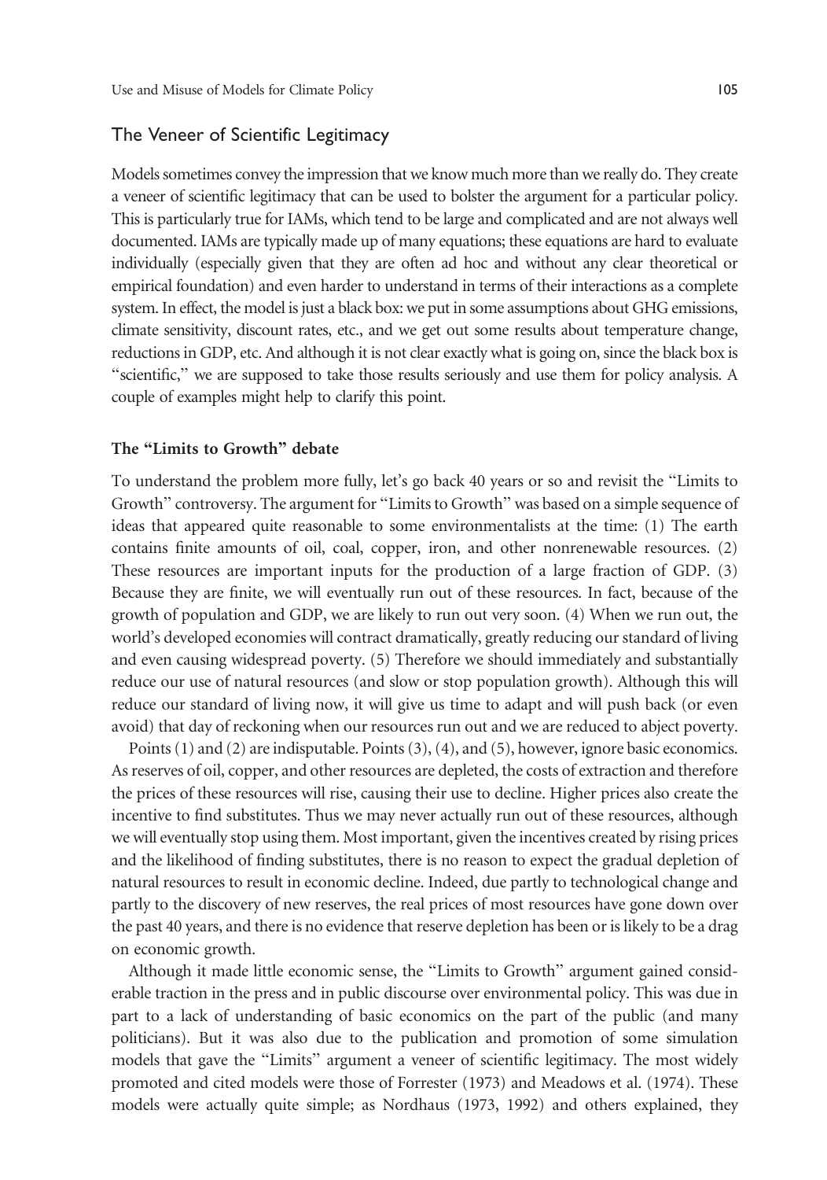## The Veneer of Scientific Legitimacy

Models sometimes convey the impression that we know much more than we really do. They create a veneer of scientific legitimacy that can be used to bolster the argument for a particular policy. This is particularly true for IAMs, which tend to be large and complicated and are not always well documented. IAMs are typically made up of many equations; these equations are hard to evaluate individually (especially given that they are often ad hoc and without any clear theoretical or empirical foundation) and even harder to understand in terms of their interactions as a complete system. In effect, the model is just a black box: we put in some assumptions about GHG emissions, climate sensitivity, discount rates, etc., and we get out some results about temperature change, reductions in GDP, etc. And although it is not clear exactly what is going on, since the black box is "scientific," we are supposed to take those results seriously and use them for policy analysis. A couple of examples might help to clarify this point.

### The "Limits to Growth" debate

To understand the problem more fully, let's go back 40 years or so and revisit the "Limits to Growth" controversy. The argument for "Limits to Growth" was based on a simple sequence of ideas that appeared quite reasonable to some environmentalists at the time: (1) The earth contains finite amounts of oil, coal, copper, iron, and other nonrenewable resources. (2) These resources are important inputs for the production of a large fraction of GDP. (3) Because they are finite, we will eventually run out of these resources. In fact, because of the growth of population and GDP, we are likely to run out very soon. (4) When we run out, the world's developed economies will contract dramatically, greatly reducing our standard of living and even causing widespread poverty. (5) Therefore we should immediately and substantially reduce our use of natural resources (and slow or stop population growth). Although this will reduce our standard of living now, it will give us time to adapt and will push back (or even avoid) that day of reckoning when our resources run out and we are reduced to abject poverty.

Points (1) and (2) are indisputable. Points (3), (4), and (5), however, ignore basic economics. As reserves of oil, copper, and other resources are depleted, the costs of extraction and therefore the prices of these resources will rise, causing their use to decline. Higher prices also create the incentive to find substitutes. Thus we may never actually run out of these resources, although we will eventually stop using them. Most important, given the incentives created by rising prices and the likelihood of finding substitutes, there is no reason to expect the gradual depletion of natural resources to result in economic decline. Indeed, due partly to technological change and partly to the discovery of new reserves, the real prices of most resources have gone down over the past 40 years, and there is no evidence that reserve depletion has been or is likely to be a drag on economic growth.

Although it made little economic sense, the "Limits to Growth" argument gained considerable traction in the press and in public discourse over environmental policy. This was due in part to a lack of understanding of basic economics on the part of the public (and many politicians). But it was also due to the publication and promotion of some simulation models that gave the "Limits" argument a veneer of scientific legitimacy. The most widely promoted and cited models were those of Forrester (1973) and Meadows et al. (1974). These models were actually quite simple; as Nordhaus (1973, 1992) and others explained, they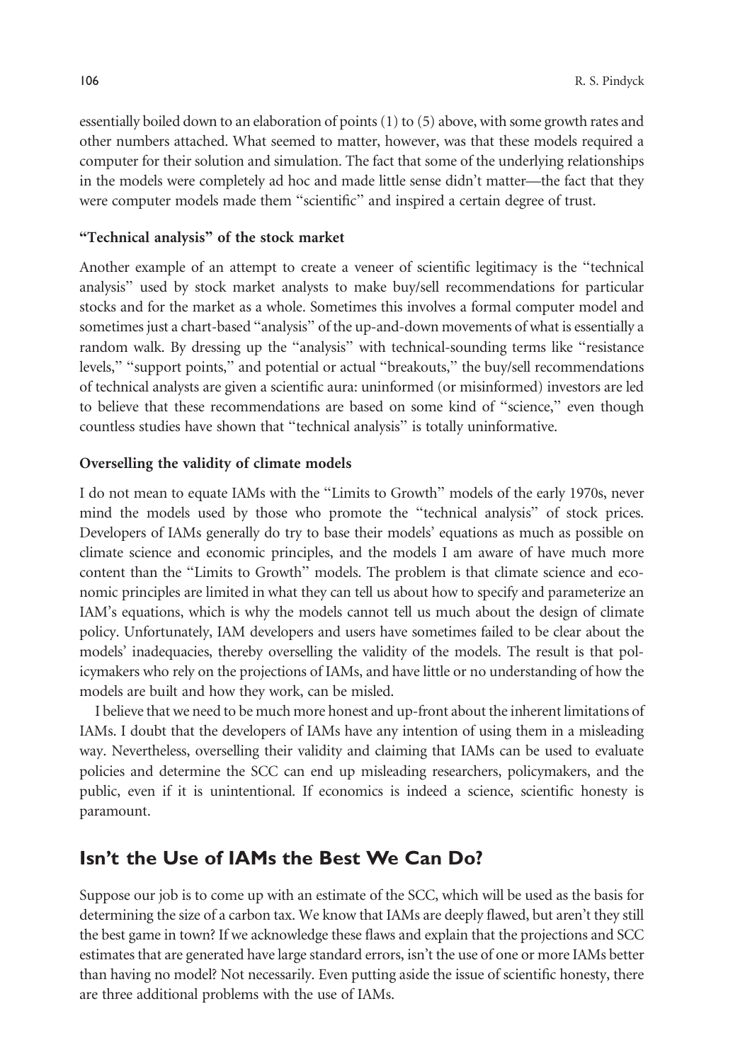essentially boiled down to an elaboration of points (1) to (5) above, with some growth rates and other numbers attached. What seemed to matter, however, was that these models required a computer for their solution and simulation. The fact that some of the underlying relationships in the models were completely ad hoc and made little sense didn't matter—the fact that they were computer models made them "scientific" and inspired a certain degree of trust.

### "Technical analysis" of the stock market

Another example of an attempt to create a veneer of scientific legitimacy is the "technical analysis" used by stock market analysts to make buy/sell recommendations for particular stocks and for the market as a whole. Sometimes this involves a formal computer model and sometimes just a chart-based "analysis" of the up-and-down movements of what is essentially a random walk. By dressing up the "analysis" with technical-sounding terms like "resistance levels," "support points," and potential or actual "breakouts," the buy/sell recommendations of technical analysts are given a scientific aura: uninformed (or misinformed) investors are led to believe that these recommendations are based on some kind of "science," even though countless studies have shown that "technical analysis" is totally uninformative.

### Overselling the validity of climate models

I do not mean to equate IAMs with the "Limits to Growth" models of the early 1970s, never mind the models used by those who promote the "technical analysis" of stock prices. Developers of IAMs generally do try to base their models' equations as much as possible on climate science and economic principles, and the models I am aware of have much more content than the "Limits to Growth" models. The problem is that climate science and economic principles are limited in what they can tell us about how to specify and parameterize an IAM's equations, which is why the models cannot tell us much about the design of climate policy. Unfortunately, IAM developers and users have sometimes failed to be clear about the models' inadequacies, thereby overselling the validity of the models. The result is that policymakers who rely on the projections of IAMs, and have little or no understanding of how the models are built and how they work, can be misled.

I believe that we need to be much more honest and up-front about the inherent limitations of IAMs. I doubt that the developers of IAMs have any intention of using them in a misleading way. Nevertheless, overselling their validity and claiming that IAMs can be used to evaluate policies and determine the SCC can end up misleading researchers, policymakers, and the public, even if it is unintentional. If economics is indeed a science, scientific honesty is paramount.

## Isn't the Use of IAMs the Best We Can Do?

Suppose our job is to come up with an estimate of the SCC, which will be used as the basis for determining the size of a carbon tax. We know that IAMs are deeply flawed, but aren't they still the best game in town? If we acknowledge these flaws and explain that the projections and SCC estimates that are generated have large standard errors, isn't the use of one or more IAMs better than having no model? Not necessarily. Even putting aside the issue of scientific honesty, there are three additional problems with the use of IAMs.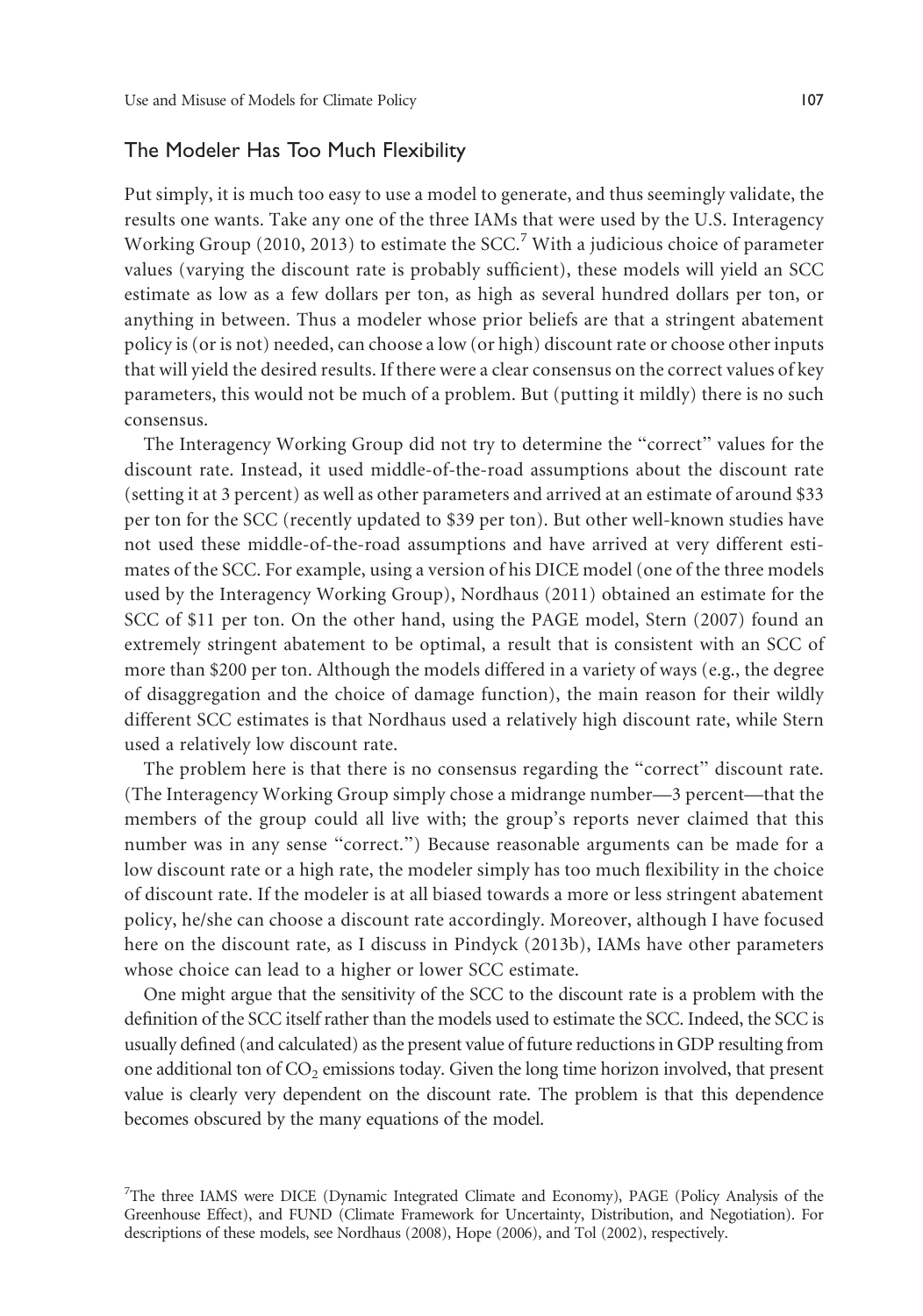## The Modeler Has Too Much Flexibility

Put simply, it is much too easy to use a model to generate, and thus seemingly validate, the results one wants. Take any one of the three IAMs that were used by the U.S. Interagency Working Group (2010, 2013) to estimate the SCC.[7] With a judicious choice of parameter values (varying the discount rate is probably sufficient), these models will yield an SCC estimate as low as a few dollars per ton, as high as several hundred dollars per ton, or anything in between. Thus a modeler whose prior beliefs are that a stringent abatement policy is (or is not) needed, can choose a low (or high) discount rate or choose other inputs that will yield the desired results. If there were a clear consensus on the correct values of key parameters, this would not be much of a problem. But (putting it mildly) there is no such consensus.

The Interagency Working Group did not try to determine the "correct" values for the discount rate. Instead, it used middle-of-the-road assumptions about the discount rate (setting it at 3 percent) as well as other parameters and arrived at an estimate of around \$33 per ton for the SCC (recently updated to \$39 per ton). But other well-known studies have not used these middle-of-the-road assumptions and have arrived at very different estimates of the SCC. For example, using a version of his DICE model (one of the three models used by the Interagency Working Group), Nordhaus (2011) obtained an estimate for the SCC of \$11 per ton. On the other hand, using the PAGE model, Stern (2007) found an extremely stringent abatement to be optimal, a result that is consistent with an SCC of more than \$200 per ton. Although the models differed in a variety of ways (e.g., the degree of disaggregation and the choice of damage function), the main reason for their wildly different SCC estimates is that Nordhaus used a relatively high discount rate, while Stern used a relatively low discount rate.

The problem here is that there is no consensus regarding the "correct" discount rate. (The Interagency Working Group simply chose a midrange number—3 percent—that the members of the group could all live with; the group's reports never claimed that this number was in any sense "correct.") Because reasonable arguments can be made for a low discount rate or a high rate, the modeler simply has too much flexibility in the choice of discount rate. If the modeler is at all biased towards a more or less stringent abatement policy, he/she can choose a discount rate accordingly. Moreover, although I have focused here on the discount rate, as I discuss in Pindyck (2013b), IAMs have other parameters whose choice can lead to a higher or lower SCC estimate.

One might argue that the sensitivity of the SCC to the discount rate is a problem with the definition of the SCC itself rather than the models used to estimate the SCC. Indeed, the SCC is usually defined (and calculated) as the present value of future reductions in GDP resulting from one additional ton of $CO_2$ emissions today. Given the long time horizon involved, that present value is clearly very dependent on the discount rate. The problem is that this dependence becomes obscured by the many equations of the model.

[7]The three IAMS were DICE (Dynamic Integrated Climate and Economy), PAGE (Policy Analysis of the Greenhouse Effect), and FUND (Climate Framework for Uncertainty, Distribution, and Negotiation). For descriptions of these models, see Nordhaus (2008), Hope (2006), and Tol (2002), respectively.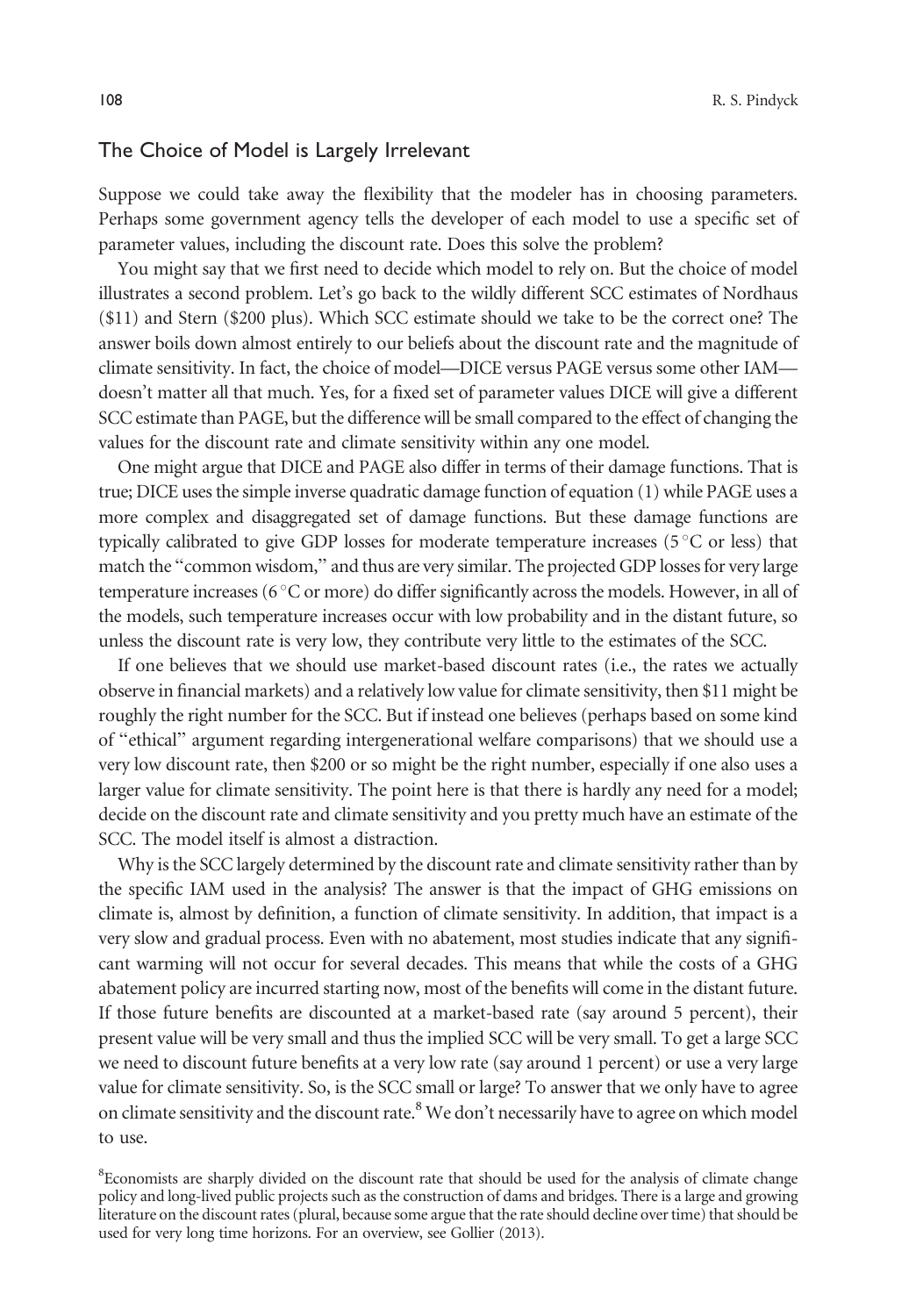## The Choice of Model is Largely Irrelevant

Suppose we could take away the flexibility that the modeler has in choosing parameters. Perhaps some government agency tells the developer of each model to use a specific set of parameter values, including the discount rate. Does this solve the problem?

You might say that we first need to decide which model to rely on. But the choice of model illustrates a second problem. Let's go back to the wildly different SCC estimates of Nordhaus ($11) and Stern ($200 plus). Which SCC estimate should we take to be the correct one? The answer boils down almost entirely to our beliefs about the discount rate and the magnitude of climate sensitivity. In fact, the choice of model—DICE versus PAGE versus some other IAM—doesn't matter all that much. Yes, for a fixed set of parameter values DICE will give a different SCC estimate than PAGE, but the difference will be small compared to the effect of changing the values for the discount rate and climate sensitivity within any one model.

One might argue that DICE and PAGE also differ in terms of their damage functions. That is true; DICE uses the simple inverse quadratic damage function of equation (1) while PAGE uses a more complex and disaggregated set of damage functions. But these damage functions are typically calibrated to give GDP losses for moderate temperature increases (5 °C or less) that match the "common wisdom," and thus are very similar. The projected GDP losses for very large temperature increases (6 °C or more) do differ significantly across the models. However, in all of the models, such temperature increases occur with low probability and in the distant future, so unless the discount rate is very low, they contribute very little to the estimates of the SCC.

If one believes that we should use market-based discount rates (i.e., the rates we actually observe in financial markets) and a relatively low value for climate sensitivity, then $11 might be roughly the right number for the SCC. But if instead one believes (perhaps based on some kind of "ethical" argument regarding intergenerational welfare comparisons) that we should use a very low discount rate, then $200 or so might be the right number, especially if one also uses a larger value for climate sensitivity. The point here is that there is hardly any need for a model; decide on the discount rate and climate sensitivity and you pretty much have an estimate of the SCC. The model itself is almost a distraction.

Why is the SCC largely determined by the discount rate and climate sensitivity rather than by the specific IAM used in the analysis? The answer is that the impact of GHG emissions on climate is, almost by definition, a function of climate sensitivity. In addition, that impact is a very slow and gradual process. Even with no abatement, most studies indicate that any significant warming will not occur for several decades. This means that while the costs of a GHG abatement policy are incurred starting now, most of the benefits will come in the distant future. If those future benefits are discounted at a market-based rate (say around 5 percent), their present value will be very small and thus the implied SCC will be very small. To get a large SCC we need to discount future benefits at a very low rate (say around 1 percent) or use a very large value for climate sensitivity. So, is the SCC small or large? To answer that we only have to agree on climate sensitivity and the discount rate.[8] We don't necessarily have to agree on which model to use.

[8]Economists are sharply divided on the discount rate that should be used for the analysis of climate change policy and long-lived public projects such as the construction of dams and bridges. There is a large and growing literature on the discount rates (plural, because some argue that the rate should decline over time) that should be used for very long time horizons. For an overview, see Gollier (2013).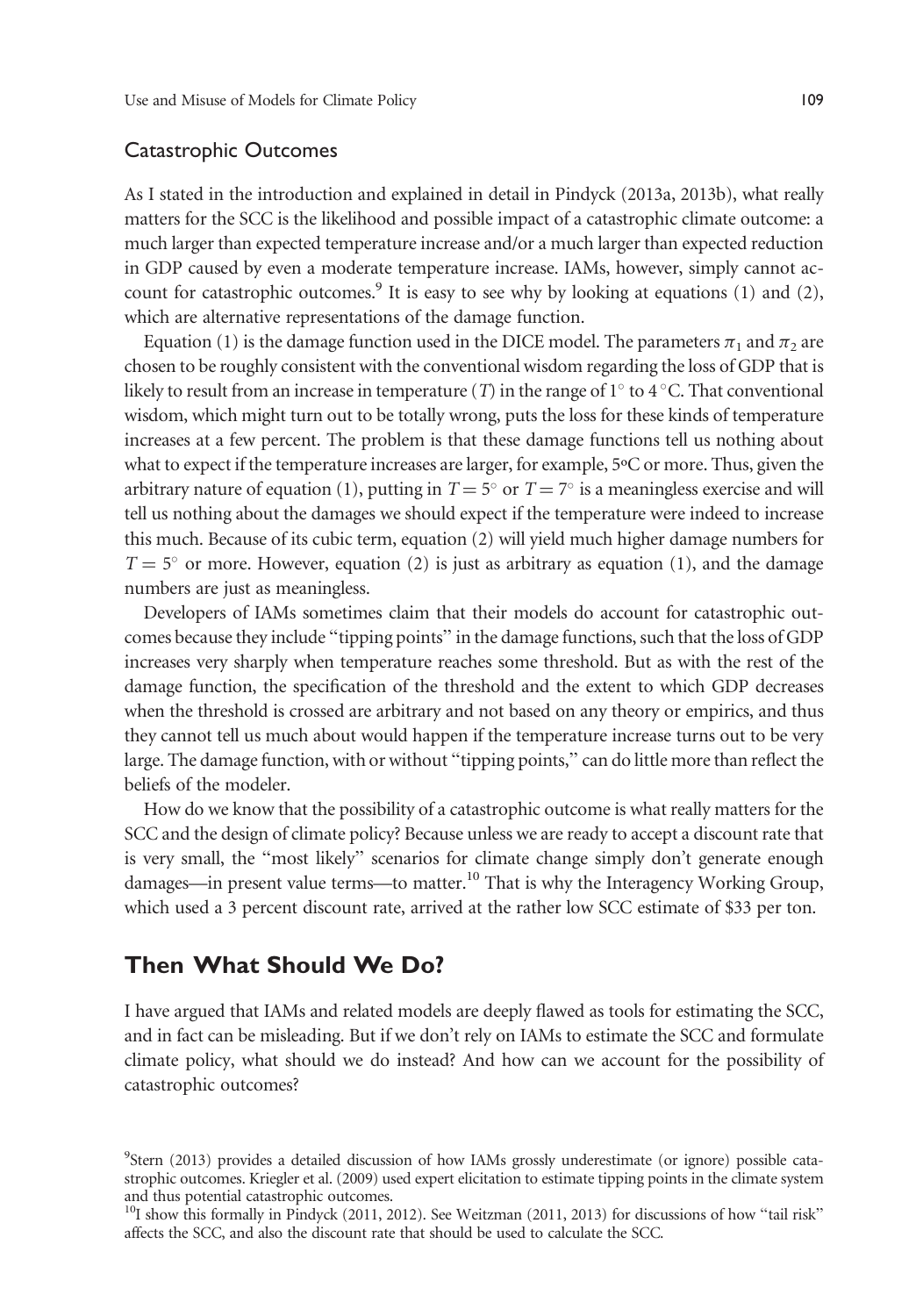## Catastrophic Outcomes

As I stated in the introduction and explained in detail in Pindyck (2013a, 2013b), what really matters for the SCC is the likelihood and possible impact of a catastrophic climate outcome: a much larger than expected temperature increase and/or a much larger than expected reduction in GDP caused by even a moderate temperature increase. IAMs, however, simply cannot account for catastrophic outcomes.[9] It is easy to see why by looking at equations (1) and (2), which are alternative representations of the damage function.

Equation (1) is the damage function used in the DICE model. The parameters $\pi_1$ and $\pi_2$ are chosen to be roughly consistent with the conventional wisdom regarding the loss of GDP that is likely to result from an increase in temperature ($T$) in the range of $1^\circ$ to $4\,^\circ$C. That conventional wisdom, which might turn out to be totally wrong, puts the loss for these kinds of temperature increases at a few percent. The problem is that these damage functions tell us nothing about what to expect if the temperature increases are larger, for example, 5ºC or more. Thus, given the arbitrary nature of equation (1), putting in $T = 5^\circ$ or $T = 7^\circ$ is a meaningless exercise and will tell us nothing about the damages we should expect if the temperature were indeed to increase this much. Because of its cubic term, equation (2) will yield much higher damage numbers for $T = 5^\circ$ or more. However, equation (2) is just as arbitrary as equation (1), and the damage numbers are just as meaningless.

Developers of IAMs sometimes claim that their models do account for catastrophic outcomes because they include "tipping points" in the damage functions, such that the loss of GDP increases very sharply when temperature reaches some threshold. But as with the rest of the damage function, the specification of the threshold and the extent to which GDP decreases when the threshold is crossed are arbitrary and not based on any theory or empirics, and thus they cannot tell us much about would happen if the temperature increase turns out to be very large. The damage function, with or without "tipping points," can do little more than reflect the beliefs of the modeler.

How do we know that the possibility of a catastrophic outcome is what really matters for the SCC and the design of climate policy? Because unless we are ready to accept a discount rate that is very small, the "most likely" scenarios for climate change simply don't generate enough damages—in present value terms—to matter.[10] That is why the Interagency Working Group, which used a 3 percent discount rate, arrived at the rather low SCC estimate of \$33 per ton.

# Then What Should We Do?

I have argued that IAMs and related models are deeply flawed as tools for estimating the SCC, and in fact can be misleading. But if we don't rely on IAMs to estimate the SCC and formulate climate policy, what should we do instead? And how can we account for the possibility of catastrophic outcomes?

---

[9] Stern (2013) provides a detailed discussion of how IAMs grossly underestimate (or ignore) possible catastrophic outcomes. Kriegler et al. (2009) used expert elicitation to estimate tipping points in the climate system and thus potential catastrophic outcomes.

[10] I show this formally in Pindyck (2011, 2012). See Weitzman (2011, 2013) for discussions of how "tail risk" affects the SCC, and also the discount rate that should be used to calculate the SCC.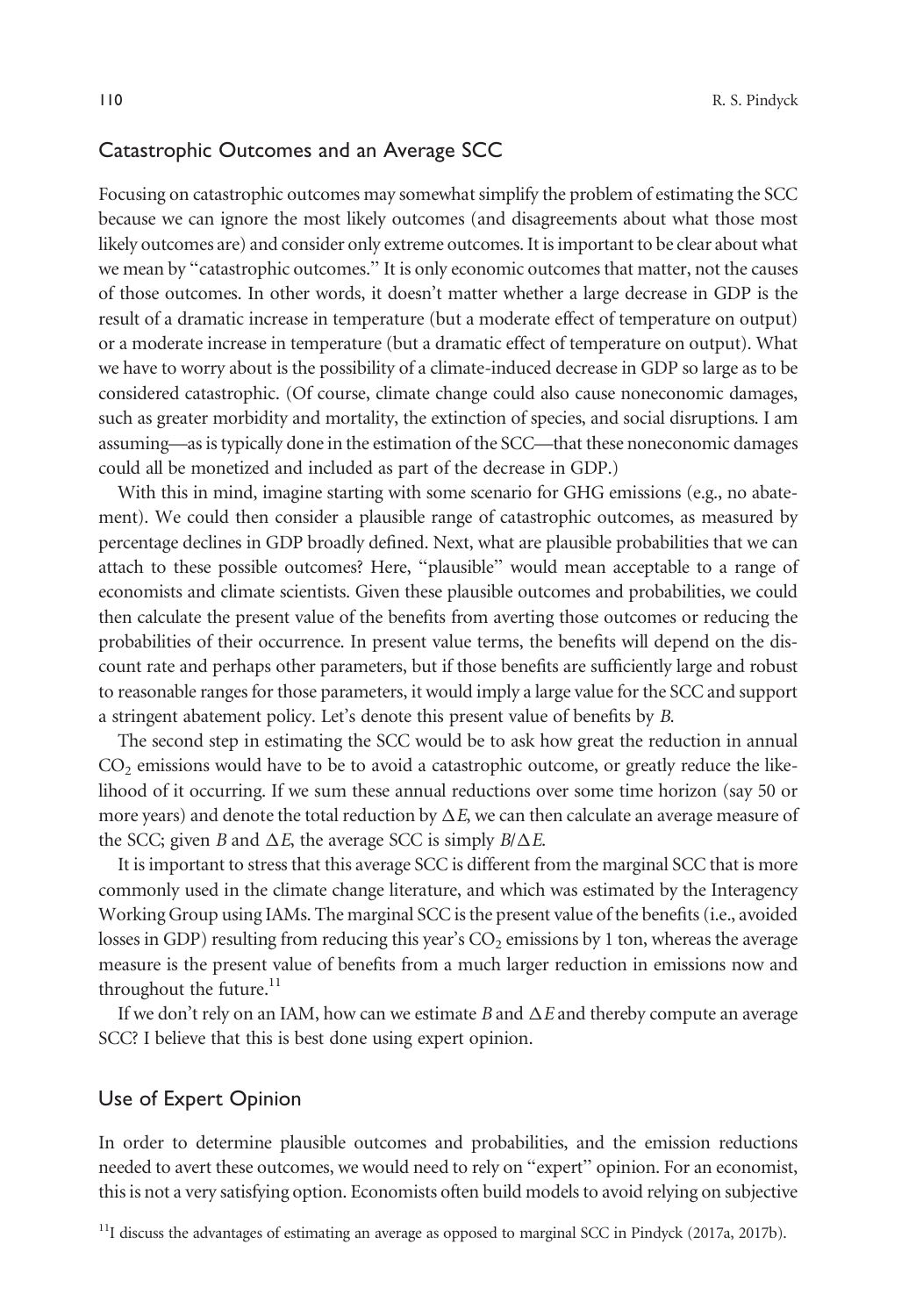## Catastrophic Outcomes and an Average SCC

Focusing on catastrophic outcomes may somewhat simplify the problem of estimating the SCC because we can ignore the most likely outcomes (and disagreements about what those most likely outcomes are) and consider only extreme outcomes. It is important to be clear about what we mean by "catastrophic outcomes." It is only economic outcomes that matter, not the causes of those outcomes. In other words, it doesn't matter whether a large decrease in GDP is the result of a dramatic increase in temperature (but a moderate effect of temperature on output) or a moderate increase in temperature (but a dramatic effect of temperature on output). What we have to worry about is the possibility of a climate-induced decrease in GDP so large as to be considered catastrophic. (Of course, climate change could also cause noneconomic damages, such as greater morbidity and mortality, the extinction of species, and social disruptions. I am assuming—as is typically done in the estimation of the SCC—that these noneconomic damages could all be monetized and included as part of the decrease in GDP.)

With this in mind, imagine starting with some scenario for GHG emissions (e.g., no abatement). We could then consider a plausible range of catastrophic outcomes, as measured by percentage declines in GDP broadly defined. Next, what are plausible probabilities that we can attach to these possible outcomes? Here, "plausible" would mean acceptable to a range of economists and climate scientists. Given these plausible outcomes and probabilities, we could then calculate the present value of the benefits from averting those outcomes or reducing the probabilities of their occurrence. In present value terms, the benefits will depend on the discount rate and perhaps other parameters, but if those benefits are sufficiently large and robust to reasonable ranges for those parameters, it would imply a large value for the SCC and support a stringent abatement policy. Let's denote this present value of benefits by $B$.

The second step in estimating the SCC would be to ask how great the reduction in annual $CO_2$ emissions would have to be to avoid a catastrophic outcome, or greatly reduce the likelihood of it occurring. If we sum these annual reductions over some time horizon (say 50 or more years) and denote the total reduction by $\Delta E$, we can then calculate an average measure of the SCC; given $B$ and $\Delta E$, the average SCC is simply $B/\Delta E$.

It is important to stress that this average SCC is different from the marginal SCC that is more commonly used in the climate change literature, and which was estimated by the Interagency Working Group using IAMs. The marginal SCC is the present value of the benefits (i.e., avoided losses in GDP) resulting from reducing this year's $CO_2$ emissions by 1 ton, whereas the average measure is the present value of benefits from a much larger reduction in emissions now and throughout the future.[11]

If we don't rely on an IAM, how can we estimate $B$ and $\Delta E$ and thereby compute an average SCC? I believe that this is best done using expert opinion.

## Use of Expert Opinion

In order to determine plausible outcomes and probabilities, and the emission reductions needed to avert these outcomes, we would need to rely on "expert" opinion. For an economist, this is not a very satisfying option. Economists often build models to avoid relying on subjective

[11] I discuss the advantages of estimating an average as opposed to marginal SCC in Pindyck (2017a, 2017b).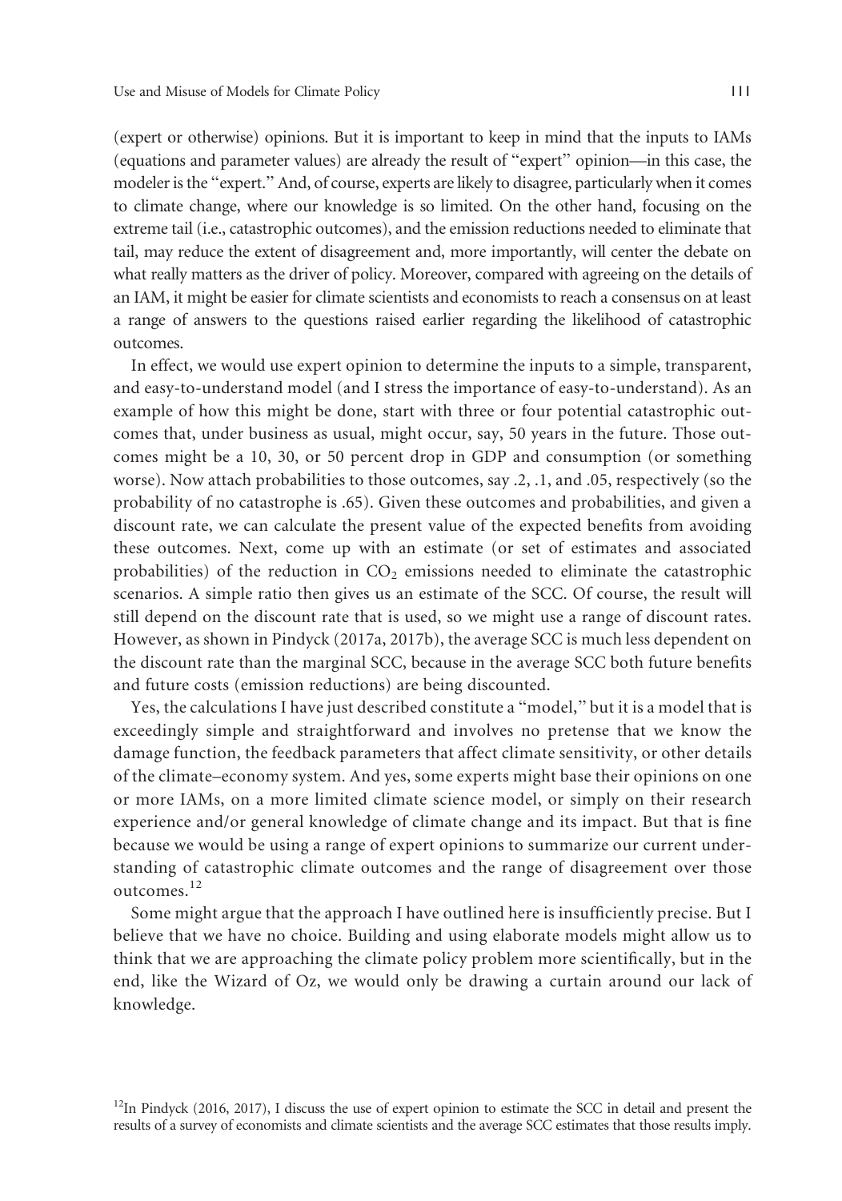(expert or otherwise) opinions. But it is important to keep in mind that the inputs to IAMs (equations and parameter values) are already the result of "expert" opinion—in this case, the modeler is the "expert." And, of course, experts are likely to disagree, particularly when it comes to climate change, where our knowledge is so limited. On the other hand, focusing on the extreme tail (i.e., catastrophic outcomes), and the emission reductions needed to eliminate that tail, may reduce the extent of disagreement and, more importantly, will center the debate on what really matters as the driver of policy. Moreover, compared with agreeing on the details of an IAM, it might be easier for climate scientists and economists to reach a consensus on at least a range of answers to the questions raised earlier regarding the likelihood of catastrophic outcomes.

In effect, we would use expert opinion to determine the inputs to a simple, transparent, and easy-to-understand model (and I stress the importance of easy-to-understand). As an example of how this might be done, start with three or four potential catastrophic outcomes that, under business as usual, might occur, say, 50 years in the future. Those outcomes might be a 10, 30, or 50 percent drop in GDP and consumption (or something worse). Now attach probabilities to those outcomes, say .2, .1, and .05, respectively (so the probability of no catastrophe is .65). Given these outcomes and probabilities, and given a discount rate, we can calculate the present value of the expected benefits from avoiding these outcomes. Next, come up with an estimate (or set of estimates and associated probabilities) of the reduction in $CO_2$ emissions needed to eliminate the catastrophic scenarios. A simple ratio then gives us an estimate of the SCC. Of course, the result will still depend on the discount rate that is used, so we might use a range of discount rates. However, as shown in Pindyck (2017a, 2017b), the average SCC is much less dependent on the discount rate than the marginal SCC, because in the average SCC both future benefits and future costs (emission reductions) are being discounted.

Yes, the calculations I have just described constitute a "model," but it is a model that is exceedingly simple and straightforward and involves no pretense that we know the damage function, the feedback parameters that affect climate sensitivity, or other details of the climate–economy system. And yes, some experts might base their opinions on one or more IAMs, on a more limited climate science model, or simply on their research experience and/or general knowledge of climate change and its impact. But that is fine because we would be using a range of expert opinions to summarize our current understanding of catastrophic climate outcomes and the range of disagreement over those outcomes.[12]

Some might argue that the approach I have outlined here is insufficiently precise. But I believe that we have no choice. Building and using elaborate models might allow us to think that we are approaching the climate policy problem more scientifically, but in the end, like the Wizard of Oz, we would only be drawing a curtain around our lack of knowledge.

[12]In Pindyck (2016, 2017), I discuss the use of expert opinion to estimate the SCC in detail and present the results of a survey of economists and climate scientists and the average SCC estimates that those results imply.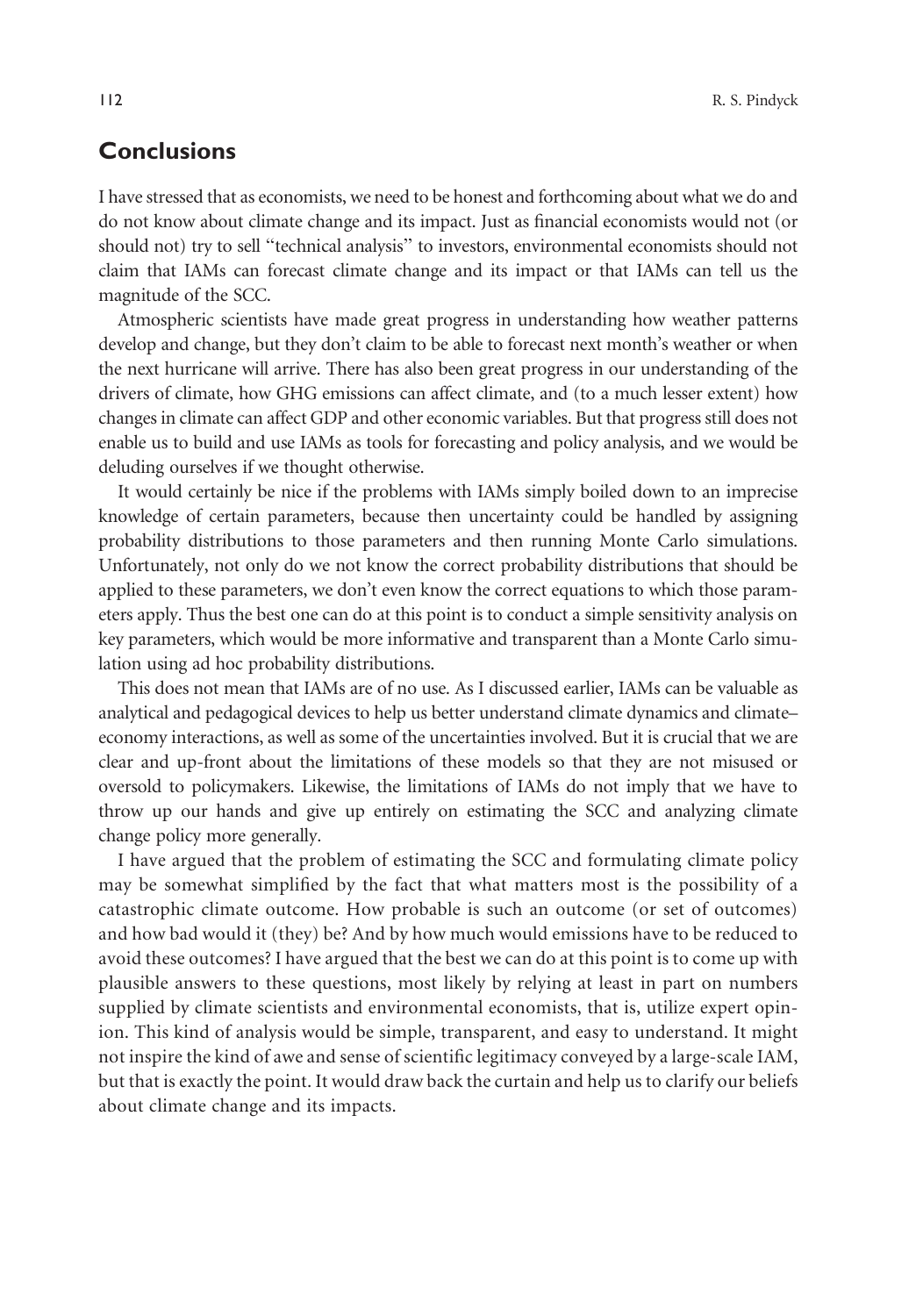## Conclusions

I have stressed that as economists, we need to be honest and forthcoming about what we do and do not know about climate change and its impact. Just as financial economists would not (or should not) try to sell "technical analysis" to investors, environmental economists should not claim that IAMs can forecast climate change and its impact or that IAMs can tell us the magnitude of the SCC.

Atmospheric scientists have made great progress in understanding how weather patterns develop and change, but they don't claim to be able to forecast next month's weather or when the next hurricane will arrive. There has also been great progress in our understanding of the drivers of climate, how GHG emissions can affect climate, and (to a much lesser extent) how changes in climate can affect GDP and other economic variables. But that progress still does not enable us to build and use IAMs as tools for forecasting and policy analysis, and we would be deluding ourselves if we thought otherwise.

It would certainly be nice if the problems with IAMs simply boiled down to an imprecise knowledge of certain parameters, because then uncertainty could be handled by assigning probability distributions to those parameters and then running Monte Carlo simulations. Unfortunately, not only do we not know the correct probability distributions that should be applied to these parameters, we don't even know the correct equations to which those parameters apply. Thus the best one can do at this point is to conduct a simple sensitivity analysis on key parameters, which would be more informative and transparent than a Monte Carlo simulation using ad hoc probability distributions.

This does not mean that IAMs are of no use. As I discussed earlier, IAMs can be valuable as analytical and pedagogical devices to help us better understand climate dynamics and climate–economy interactions, as well as some of the uncertainties involved. But it is crucial that we are clear and up-front about the limitations of these models so that they are not misused or oversold to policymakers. Likewise, the limitations of IAMs do not imply that we have to throw up our hands and give up entirely on estimating the SCC and analyzing climate change policy more generally.

I have argued that the problem of estimating the SCC and formulating climate policy may be somewhat simplified by the fact that what matters most is the possibility of a catastrophic climate outcome. How probable is such an outcome (or set of outcomes) and how bad would it (they) be? And by how much would emissions have to be reduced to avoid these outcomes? I have argued that the best we can do at this point is to come up with plausible answers to these questions, most likely by relying at least in part on numbers supplied by climate scientists and environmental economists, that is, utilize expert opinion. This kind of analysis would be simple, transparent, and easy to understand. It might not inspire the kind of awe and sense of scientific legitimacy conveyed by a large-scale IAM, but that is exactly the point. It would draw back the curtain and help us to clarify our beliefs about climate change and its impacts.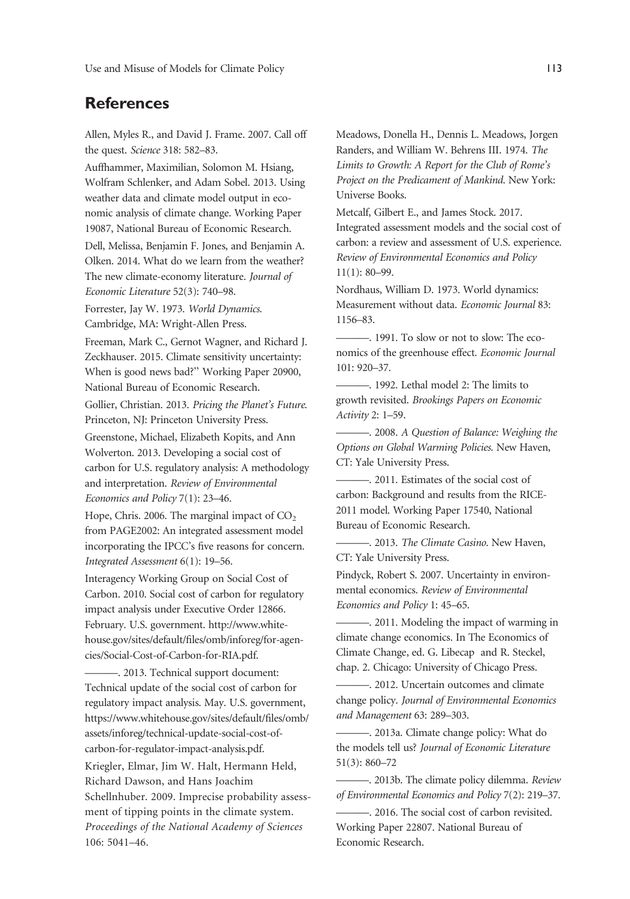## References

Allen, Myles R., and David J. Frame. 2007. Call off the quest. *Science* 318: 582–83.

Auffhammer, Maximilian, Solomon M. Hsiang, Wolfram Schlenker, and Adam Sobel. 2013. Using weather data and climate model output in economic analysis of climate change. Working Paper 19087, National Bureau of Economic Research.

Dell, Melissa, Benjamin F. Jones, and Benjamin A. Olken. 2014. What do we learn from the weather? The new climate-economy literature. *Journal of Economic Literature* 52(3): 740–98.

Forrester, Jay W. 1973. *World Dynamics*. Cambridge, MA: Wright-Allen Press.

Freeman, Mark C., Gernot Wagner, and Richard J. Zeckhauser. 2015. Climate sensitivity uncertainty: When is good news bad?" Working Paper 20900, National Bureau of Economic Research.

Gollier, Christian. 2013. *Pricing the Planet's Future*. Princeton, NJ: Princeton University Press.

Greenstone, Michael, Elizabeth Kopits, and Ann Wolverton. 2013. Developing a social cost of carbon for U.S. regulatory analysis: A methodology and interpretation. *Review of Environmental Economics and Policy* 7(1): 23–46.

Hope, Chris. 2006. The marginal impact of $CO_2$ from PAGE2002: An integrated assessment model incorporating the IPCC's five reasons for concern. *Integrated Assessment* 6(1): 19–56.

Interagency Working Group on Social Cost of Carbon. 2010. Social cost of carbon for regulatory impact analysis under Executive Order 12866. February. U.S. government. http://www.whitehouse.gov/sites/default/files/omb/inforeg/for-agencies/Social-Cost-of-Carbon-for-RIA.pdf.

———. 2013. Technical support document: Technical update of the social cost of carbon for regulatory impact analysis. May. U.S. government, https://www.whitehouse.gov/sites/default/files/omb/assets/inforeg/technical-update-social-cost-of-carbon-for-regulator-impact-analysis.pdf.

Kriegler, Elmar, Jim W. Halt, Hermann Held, Richard Dawson, and Hans Joachim Schellnhuber. 2009. Imprecise probability assessment of tipping points in the climate system. *Proceedings of the National Academy of Sciences* 106: 5041–46.

Meadows, Donella H., Dennis L. Meadows, Jorgen Randers, and William W. Behrens III. 1974. *The Limits to Growth: A Report for the Club of Rome's Project on the Predicament of Mankind*. New York: Universe Books.

Metcalf, Gilbert E., and James Stock. 2017. Integrated assessment models and the social cost of carbon: a review and assessment of U.S. experience. *Review of Environmental Economics and Policy* 11(1): 80–99.

Nordhaus, William D. 1973. World dynamics: Measurement without data. *Economic Journal* 83: 1156–83.

———. 1991. To slow or not to slow: The economics of the greenhouse effect. *Economic Journal* 101: 920–37.

———. 1992. Lethal model 2: The limits to growth revisited. *Brookings Papers on Economic Activity* 2: 1–59.

———. 2008. *A Question of Balance: Weighing the Options on Global Warming Policies*. New Haven, CT: Yale University Press.

———. 2011. Estimates of the social cost of carbon: Background and results from the RICE-2011 model. Working Paper 17540, National Bureau of Economic Research.

———. 2013. *The Climate Casino*. New Haven, CT: Yale University Press.

Pindyck, Robert S. 2007. Uncertainty in environmental economics. *Review of Environmental Economics and Policy* 1: 45–65.

———. 2011. Modeling the impact of warming in climate change economics. In The Economics of Climate Change, ed. G. Libecap and R. Steckel, chap. 2. Chicago: University of Chicago Press.

———. 2012. Uncertain outcomes and climate change policy. *Journal of Environmental Economics and Management* 63: 289–303.

———. 2013a. Climate change policy: What do the models tell us? *Journal of Economic Literature* 51(3): 860–72

———. 2013b. The climate policy dilemma. *Review of Environmental Economics and Policy* 7(2): 219–37.

———. 2016. The social cost of carbon revisited. Working Paper 22807. National Bureau of Economic Research.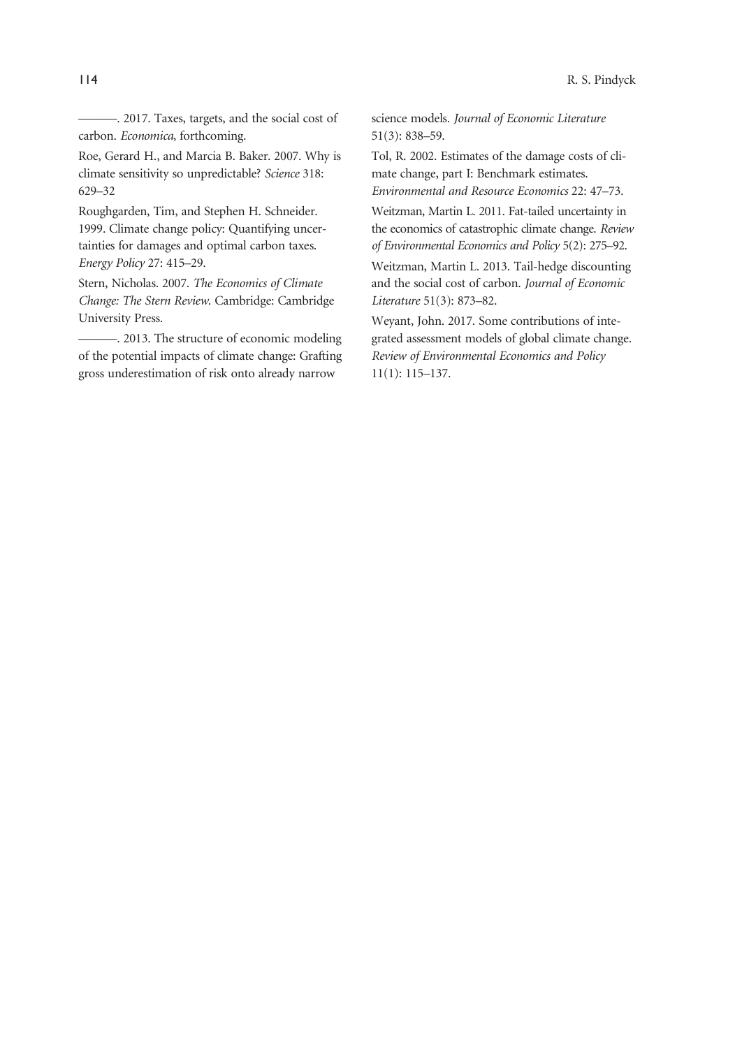———. 2017. Taxes, targets, and the social cost of carbon. *Economica*, forthcoming.

Roe, Gerard H., and Marcia B. Baker. 2007. Why is climate sensitivity so unpredictable? *Science* 318: 629–32

Roughgarden, Tim, and Stephen H. Schneider. 1999. Climate change policy: Quantifying uncertainties for damages and optimal carbon taxes. *Energy Policy* 27: 415–29.

Stern, Nicholas. 2007. *The Economics of Climate Change: The Stern Review*. Cambridge: Cambridge University Press.

———. 2013. The structure of economic modeling of the potential impacts of climate change: Grafting gross underestimation of risk onto already narrow science models. *Journal of Economic Literature* 51(3): 838–59.

Tol, R. 2002. Estimates of the damage costs of climate change, part I: Benchmark estimates. *Environmental and Resource Economics* 22: 47–73.

Weitzman, Martin L. 2011. Fat-tailed uncertainty in the economics of catastrophic climate change. *Review of Environmental Economics and Policy* 5(2): 275–92.

Weitzman, Martin L. 2013. Tail-hedge discounting and the social cost of carbon. *Journal of Economic Literature* 51(3): 873–82.

Weyant, John. 2017. Some contributions of integrated assessment models of global climate change. *Review of Environmental Economics and Policy* 11(1): 115–137.